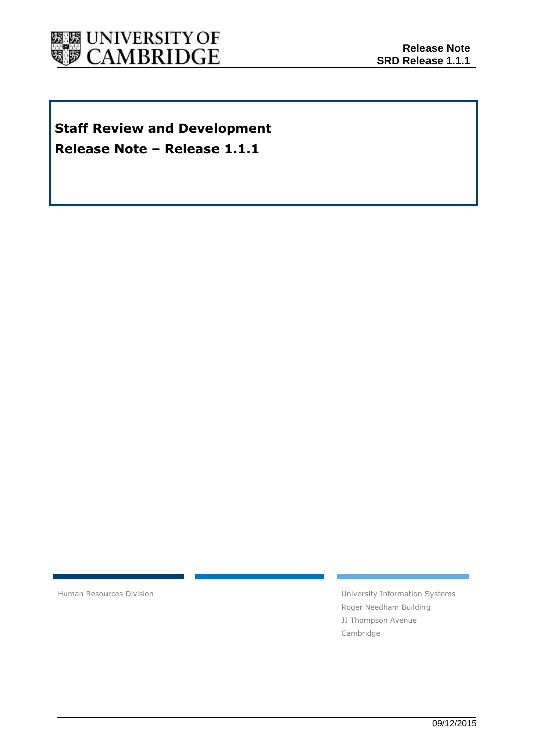**Release Note**
**SRD Release 1.1.1**

# Staff Review and Development

# Release Note – Release 1.1.1

Human Resources Division

University Information Systems
Roger Needham Building
JJ Thompson Avenue
Cambridge

09/12/2015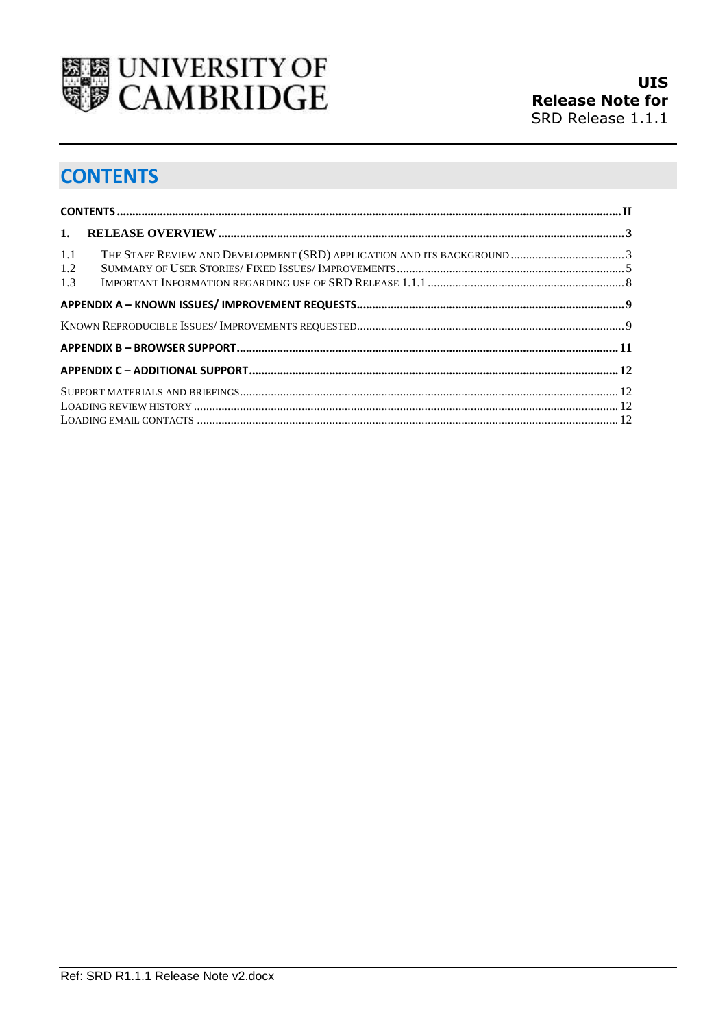# CONTENTS

CONTENTS ..... II

1. RELEASE OVERVIEW ..... 3

1.1 THE STAFF REVIEW AND DEVELOPMENT (SRD) APPLICATION AND ITS BACKGROUND ..... 3

1.2 SUMMARY OF USER STORIES/ FIXED ISSUES/ IMPROVEMENTS ..... 5

1.3 IMPORTANT INFORMATION REGARDING USE OF SRD RELEASE 1.1.1 ..... 8

APPENDIX A – KNOWN ISSUES/ IMPROVEMENT REQUESTS ..... 9

KNOWN REPRODUCIBLE ISSUES/ IMPROVEMENTS REQUESTED ..... 9

APPENDIX B – BROWSER SUPPORT ..... 11

APPENDIX C – ADDITIONAL SUPPORT ..... 12

SUPPORT MATERIALS AND BRIEFINGS ..... 12

LOADING REVIEW HISTORY ..... 12

LOADING EMAIL CONTACTS ..... 12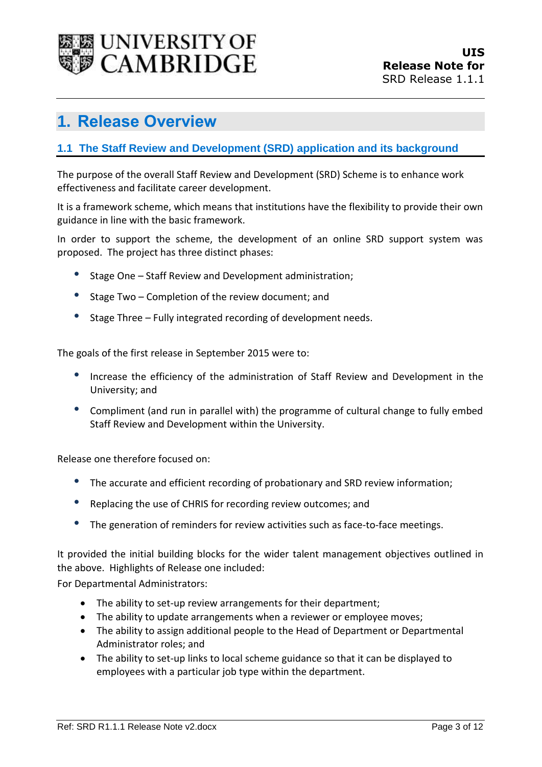# 1. Release Overview

## 1.1 The Staff Review and Development (SRD) application and its background

The purpose of the overall Staff Review and Development (SRD) Scheme is to enhance work effectiveness and facilitate career development.

It is a framework scheme, which means that institutions have the flexibility to provide their own guidance in line with the basic framework.

In order to support the scheme, the development of an online SRD support system was proposed. The project has three distinct phases:

- Stage One – Staff Review and Development administration;
- Stage Two – Completion of the review document; and
- Stage Three – Fully integrated recording of development needs.

The goals of the first release in September 2015 were to:

- Increase the efficiency of the administration of Staff Review and Development in the University; and
- Compliment (and run in parallel with) the programme of cultural change to fully embed Staff Review and Development within the University.

Release one therefore focused on:

- The accurate and efficient recording of probationary and SRD review information;
- Replacing the use of CHRIS for recording review outcomes; and
- The generation of reminders for review activities such as face-to-face meetings.

It provided the initial building blocks for the wider talent management objectives outlined in the above. Highlights of Release one included:

For Departmental Administrators:

- The ability to set-up review arrangements for their department;
- The ability to update arrangements when a reviewer or employee moves;
- The ability to assign additional people to the Head of Department or Departmental Administrator roles; and
- The ability to set-up links to local scheme guidance so that it can be displayed to employees with a particular job type within the department.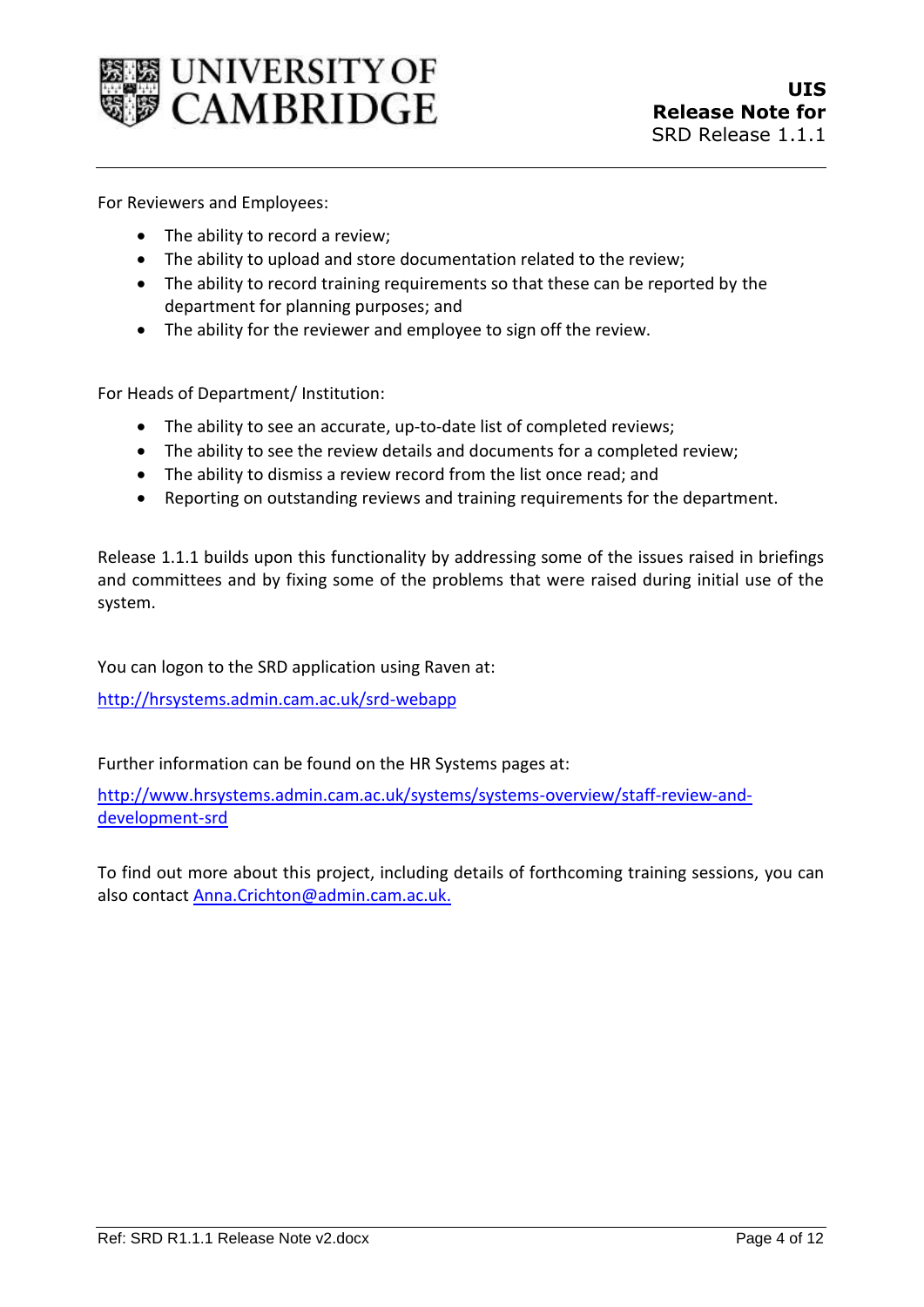For Reviewers and Employees:

- The ability to record a review;
- The ability to upload and store documentation related to the review;
- The ability to record training requirements so that these can be reported by the department for planning purposes; and
- The ability for the reviewer and employee to sign off the review.

For Heads of Department/ Institution:

- The ability to see an accurate, up-to-date list of completed reviews;
- The ability to see the review details and documents for a completed review;
- The ability to dismiss a review record from the list once read; and
- Reporting on outstanding reviews and training requirements for the department.

Release 1.1.1 builds upon this functionality by addressing some of the issues raised in briefings and committees and by fixing some of the problems that were raised during initial use of the system.

You can logon to the SRD application using Raven at:

http://hrsystems.admin.cam.ac.uk/srd-webapp

Further information can be found on the HR Systems pages at:

http://www.hrsystems.admin.cam.ac.uk/systems/systems-overview/staff-review-and-development-srd

To find out more about this project, including details of forthcoming training sessions, you can also contact Anna.Crichton@admin.cam.ac.uk.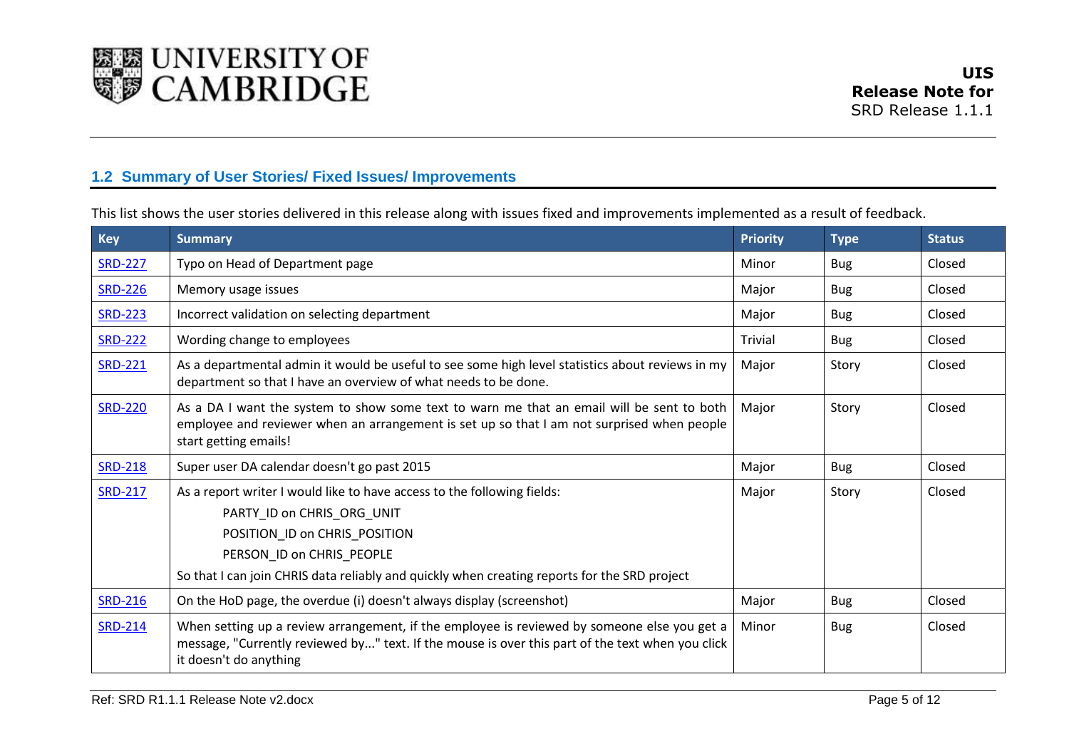## 1.2 Summary of User Stories/ Fixed Issues/ Improvements

This list shows the user stories delivered in this release along with issues fixed and improvements implemented as a result of feedback.

| Key | Summary | Priority | Type | Status |
|---|---|---|---|---|
| SRD-227 | Typo on Head of Department page | Minor | Bug | Closed |
| SRD-226 | Memory usage issues | Major | Bug | Closed |
| SRD-223 | Incorrect validation on selecting department | Major | Bug | Closed |
| SRD-222 | Wording change to employees | Trivial | Bug | Closed |
| SRD-221 | As a departmental admin it would be useful to see some high level statistics about reviews in my department so that I have an overview of what needs to be done. | Major | Story | Closed |
| SRD-220 | As a DA I want the system to show some text to warn me that an email will be sent to both employee and reviewer when an arrangement is set up so that I am not surprised when people start getting emails! | Major | Story | Closed |
| SRD-218 | Super user DA calendar doesn't go past 2015 | Major | Bug | Closed |
| SRD-217 | As a report writer I would like to have access to the following fields:<br>PARTY_ID on CHRIS_ORG_UNIT<br>POSITION_ID on CHRIS_POSITION<br>PERSON_ID on CHRIS_PEOPLE<br>So that I can join CHRIS data reliably and quickly when creating reports for the SRD project | Major | Story | Closed |
| SRD-216 | On the HoD page, the overdue (i) doesn't always display (screenshot) | Major | Bug | Closed |
| SRD-214 | When setting up a review arrangement, if the employee is reviewed by someone else you get a message, "Currently reviewed by..." text. If the mouse is over this part of the text when you click it doesn't do anything | Minor | Bug | Closed |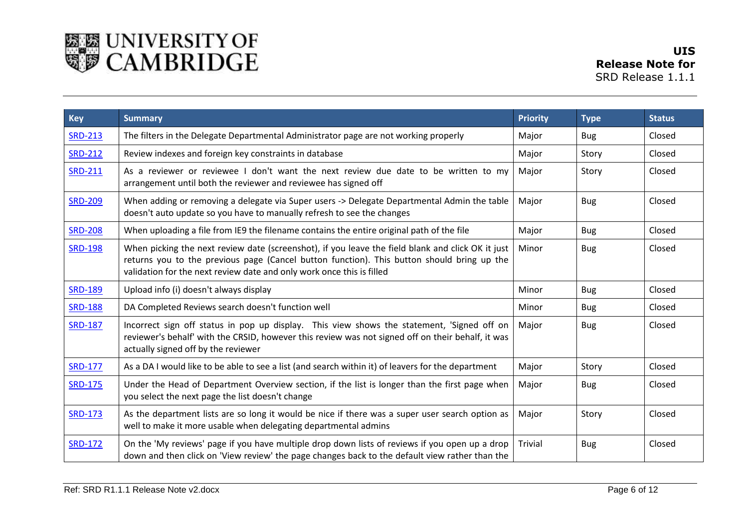| Key | Summary | Priority | Type | Status |
|---|---|---|---|---|
| SRD-213 | The filters in the Delegate Departmental Administrator page are not working properly | Major | Bug | Closed |
| SRD-212 | Review indexes and foreign key constraints in database | Major | Story | Closed |
| SRD-211 | As a reviewer or reviewee I don't want the next review due date to be written to my arrangement until both the reviewer and reviewee has signed off | Major | Story | Closed |
| SRD-209 | When adding or removing a delegate via Super users -> Delegate Departmental Admin the table doesn't auto update so you have to manually refresh to see the changes | Major | Bug | Closed |
| SRD-208 | When uploading a file from IE9 the filename contains the entire original path of the file | Major | Bug | Closed |
| SRD-198 | When picking the next review date (screenshot), if you leave the field blank and click OK it just returns you to the previous page (Cancel button function). This button should bring up the validation for the next review date and only work once this is filled | Minor | Bug | Closed |
| SRD-189 | Upload info (i) doesn't always display | Minor | Bug | Closed |
| SRD-188 | DA Completed Reviews search doesn't function well | Minor | Bug | Closed |
| SRD-187 | Incorrect sign off status in pop up display. This view shows the statement, 'Signed off on reviewer's behalf' with the CRSID, however this review was not signed off on their behalf, it was actually signed off by the reviewer | Major | Bug | Closed |
| SRD-177 | As a DA I would like to be able to see a list (and search within it) of leavers for the department | Major | Story | Closed |
| SRD-175 | Under the Head of Department Overview section, if the list is longer than the first page when you select the next page the list doesn't change | Major | Bug | Closed |
| SRD-173 | As the department lists are so long it would be nice if there was a super user search option as well to make it more usable when delegating departmental admins | Major | Story | Closed |
| SRD-172 | On the 'My reviews' page if you have multiple drop down lists of reviews if you open up a drop down and then click on 'View review' the page changes back to the default view rather than the | Trivial | Bug | Closed |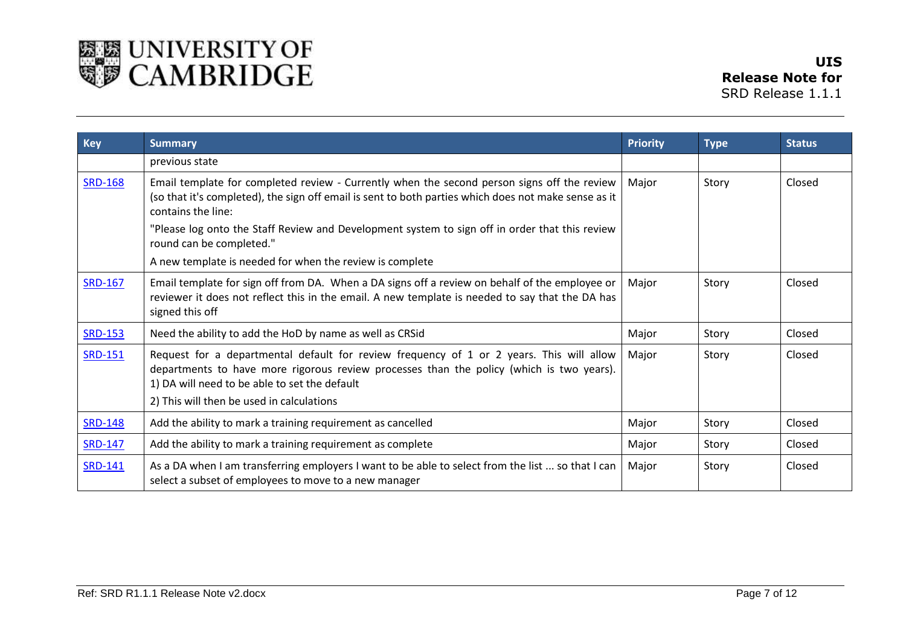| Key | Summary | Priority | Type | Status |
|---|---|---|---|---|
| | previous state | | | |
| SRD-168 | Email template for completed review - Currently when the second person signs off the review (so that it's completed), the sign off email is sent to both parties which does not make sense as it contains the line:<br>"Please log onto the Staff Review and Development system to sign off in order that this review round can be completed."<br>A new template is needed for when the review is complete | Major | Story | Closed |
| SRD-167 | Email template for sign off from DA. When a DA signs off a review on behalf of the employee or reviewer it does not reflect this in the email. A new template is needed to say that the DA has signed this off | Major | Story | Closed |
| SRD-153 | Need the ability to add the HoD by name as well as CRSid | Major | Story | Closed |
| SRD-151 | Request for a departmental default for review frequency of 1 or 2 years. This will allow departments to have more rigorous review processes than the policy (which is two years).<br>1) DA will need to be able to set the default<br>2) This will then be used in calculations | Major | Story | Closed |
| SRD-148 | Add the ability to mark a training requirement as cancelled | Major | Story | Closed |
| SRD-147 | Add the ability to mark a training requirement as complete | Major | Story | Closed |
| SRD-141 | As a DA when I am transferring employers I want to be able to select from the list ... so that I can select a subset of employees to move to a new manager | Major | Story | Closed |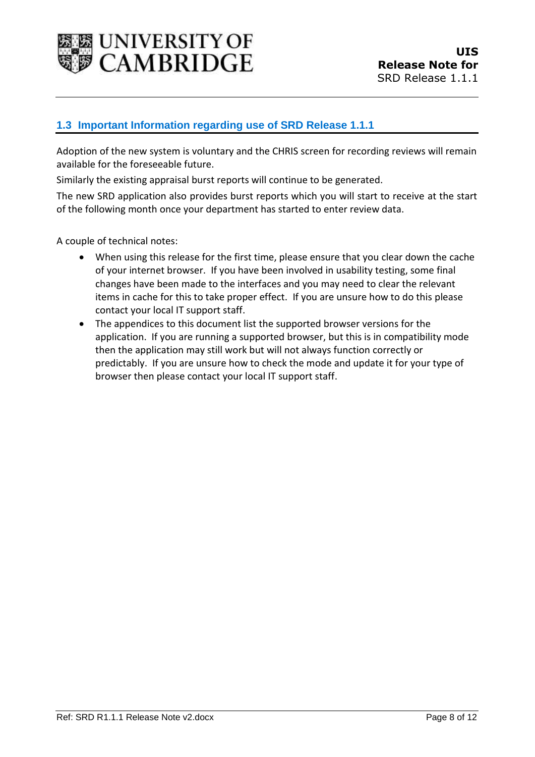## 1.3 Important Information regarding use of SRD Release 1.1.1

Adoption of the new system is voluntary and the CHRIS screen for recording reviews will remain available for the foreseeable future.

Similarly the existing appraisal burst reports will continue to be generated.

The new SRD application also provides burst reports which you will start to receive at the start of the following month once your department has started to enter review data.

A couple of technical notes:

- When using this release for the first time, please ensure that you clear down the cache of your internet browser. If you have been involved in usability testing, some final changes have been made to the interfaces and you may need to clear the relevant items in cache for this to take proper effect. If you are unsure how to do this please contact your local IT support staff.
- The appendices to this document list the supported browser versions for the application. If you are running a supported browser, but this is in compatibility mode then the application may still work but will not always function correctly or predictably. If you are unsure how to check the mode and update it for your type of browser then please contact your local IT support staff.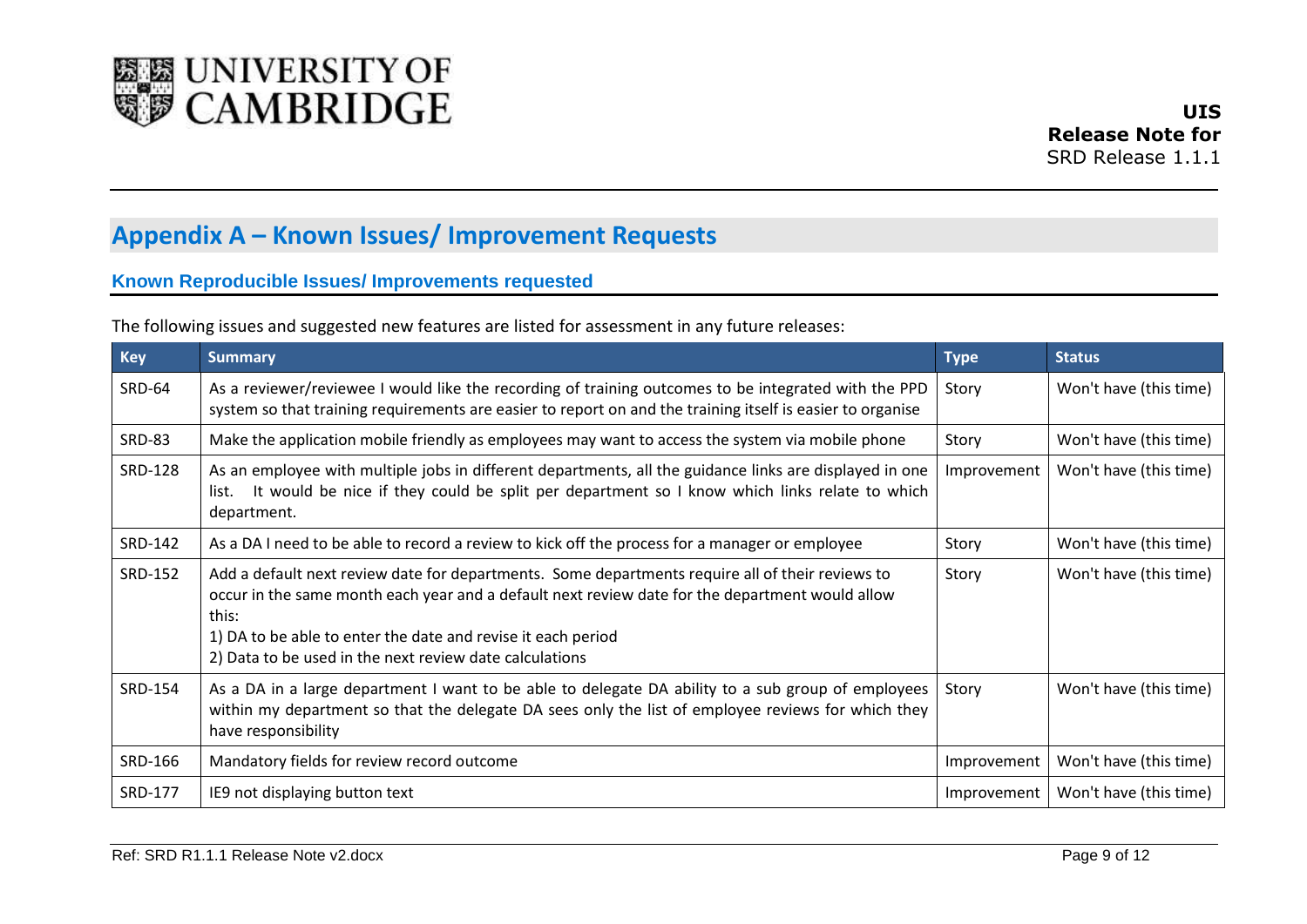## Appendix A – Known Issues/ Improvement Requests

### Known Reproducible Issues/ Improvements requested

The following issues and suggested new features are listed for assessment in any future releases:

| Key | Summary | Type | Status |
|---|---|---|---|
| SRD-64 | As a reviewer/reviewee I would like the recording of training outcomes to be integrated with the PPD system so that training requirements are easier to report on and the training itself is easier to organise | Story | Won't have (this time) |
| SRD-83 | Make the application mobile friendly as employees may want to access the system via mobile phone | Story | Won't have (this time) |
| SRD-128 | As an employee with multiple jobs in different departments, all the guidance links are displayed in one list. It would be nice if they could be split per department so I know which links relate to which department. | Improvement | Won't have (this time) |
| SRD-142 | As a DA I need to be able to record a review to kick off the process for a manager or employee | Story | Won't have (this time) |
| SRD-152 | Add a default next review date for departments. Some departments require all of their reviews to occur in the same month each year and a default next review date for the department would allow this:<br>1) DA to be able to enter the date and revise it each period<br>2) Data to be used in the next review date calculations | Story | Won't have (this time) |
| SRD-154 | As a DA in a large department I want to be able to delegate DA ability to a sub group of employees within my department so that the delegate DA sees only the list of employee reviews for which they have responsibility | Story | Won't have (this time) |
| SRD-166 | Mandatory fields for review record outcome | Improvement | Won't have (this time) |
| SRD-177 | IE9 not displaying button text | Improvement | Won't have (this time) |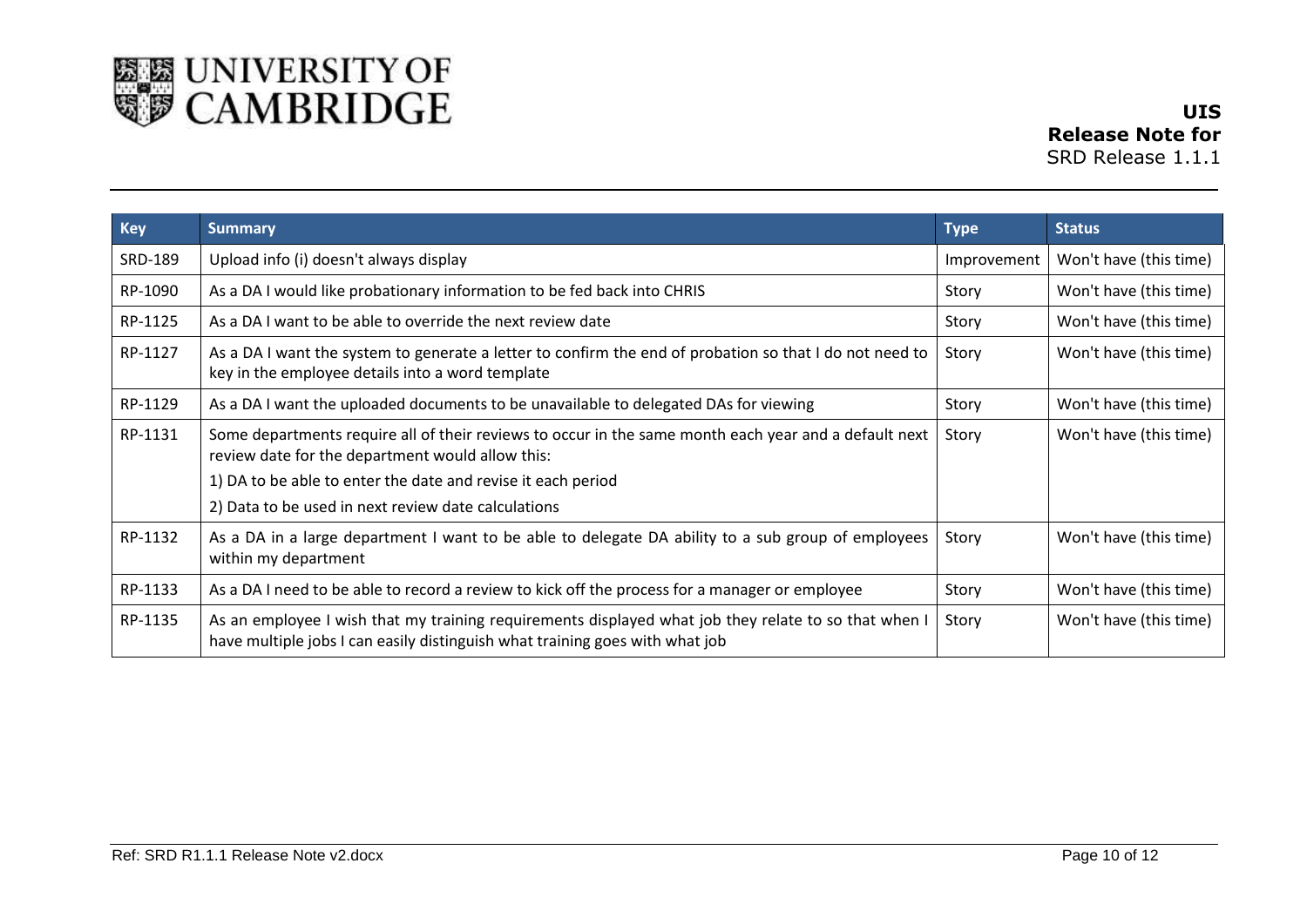| Key | Summary | Type | Status |
| --- | --- | --- | --- |
| SRD-189 | Upload info (i) doesn't always display | Improvement | Won't have (this time) |
| RP-1090 | As a DA I would like probationary information to be fed back into CHRIS | Story | Won't have (this time) |
| RP-1125 | As a DA I want to be able to override the next review date | Story | Won't have (this time) |
| RP-1127 | As a DA I want the system to generate a letter to confirm the end of probation so that I do not need to key in the employee details into a word template | Story | Won't have (this time) |
| RP-1129 | As a DA I want the uploaded documents to be unavailable to delegated DAs for viewing | Story | Won't have (this time) |
| RP-1131 | Some departments require all of their reviews to occur in the same month each year and a default next review date for the department would allow this:<br>1) DA to be able to enter the date and revise it each period<br>2) Data to be used in next review date calculations | Story | Won't have (this time) |
| RP-1132 | As a DA in a large department I want to be able to delegate DA ability to a sub group of employees within my department | Story | Won't have (this time) |
| RP-1133 | As a DA I need to be able to record a review to kick off the process for a manager or employee | Story | Won't have (this time) |
| RP-1135 | As an employee I wish that my training requirements displayed what job they relate to so that when I have multiple jobs I can easily distinguish what training goes with what job | Story | Won't have (this time) |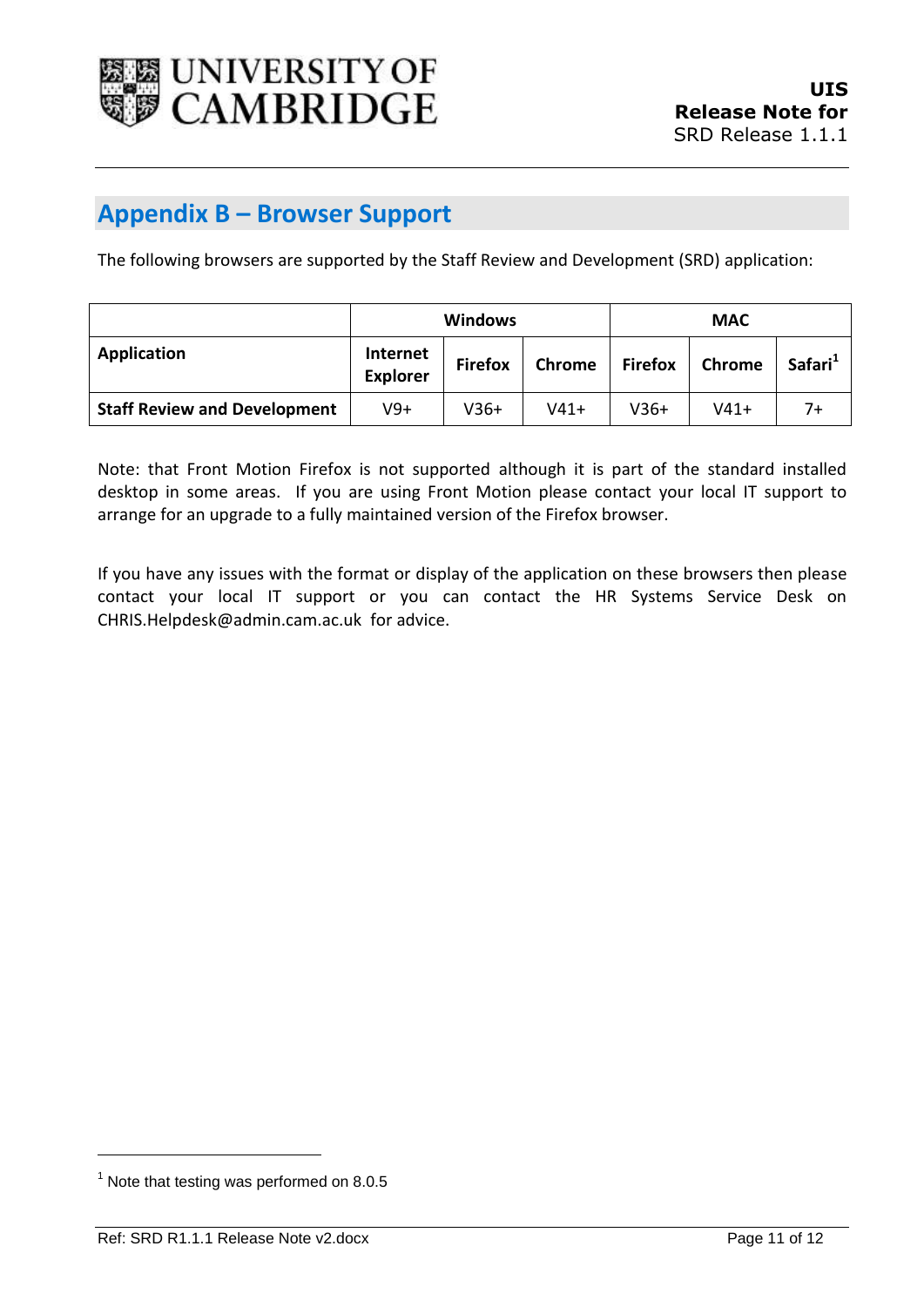## Appendix B – Browser Support

The following browsers are supported by the Staff Review and Development (SRD) application:

| | Windows | | | MAC | | |
|---|---|---|---|---|---|---|
| **Application** | **Internet Explorer** | **Firefox** | **Chrome** | **Firefox** | **Chrome** | **Safari**[1] |
| **Staff Review and Development** | V9+ | V36+ | V41+ | V36+ | V41+ | 7+ |

Note: that Front Motion Firefox is not supported although it is part of the standard installed desktop in some areas. If you are using Front Motion please contact your local IT support to arrange for an upgrade to a fully maintained version of the Firefox browser.

If you have any issues with the format or display of the application on these browsers then please contact your local IT support or you can contact the HR Systems Service Desk on CHRIS.Helpdesk@admin.cam.ac.uk for advice.

[1] Note that testing was performed on 8.0.5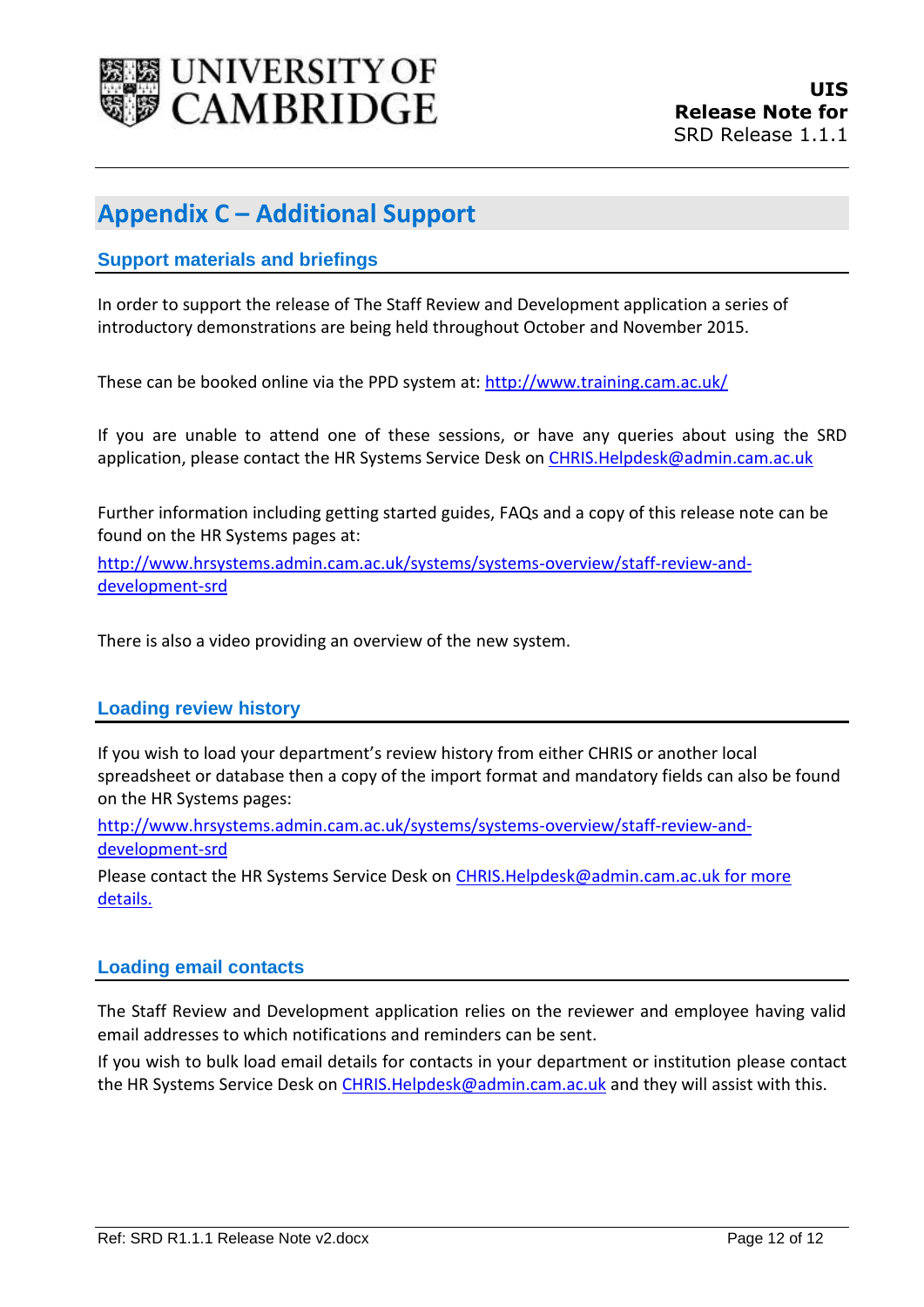# Appendix C – Additional Support

## Support materials and briefings

In order to support the release of The Staff Review and Development application a series of introductory demonstrations are being held throughout October and November 2015.

These can be booked online via the PPD system at: http://www.training.cam.ac.uk/

If you are unable to attend one of these sessions, or have any queries about using the SRD application, please contact the HR Systems Service Desk on CHRIS.Helpdesk@admin.cam.ac.uk

Further information including getting started guides, FAQs and a copy of this release note can be found on the HR Systems pages at:

http://www.hrsystems.admin.cam.ac.uk/systems/systems-overview/staff-review-and-development-srd

There is also a video providing an overview of the new system.

## Loading review history

If you wish to load your department's review history from either CHRIS or another local spreadsheet or database then a copy of the import format and mandatory fields can also be found on the HR Systems pages:

http://www.hrsystems.admin.cam.ac.uk/systems/systems-overview/staff-review-and-development-srd

Please contact the HR Systems Service Desk on CHRIS.Helpdesk@admin.cam.ac.uk for more details.

## Loading email contacts

The Staff Review and Development application relies on the reviewer and employee having valid email addresses to which notifications and reminders can be sent.

If you wish to bulk load email details for contacts in your department or institution please contact the HR Systems Service Desk on CHRIS.Helpdesk@admin.cam.ac.uk and they will assist with this.